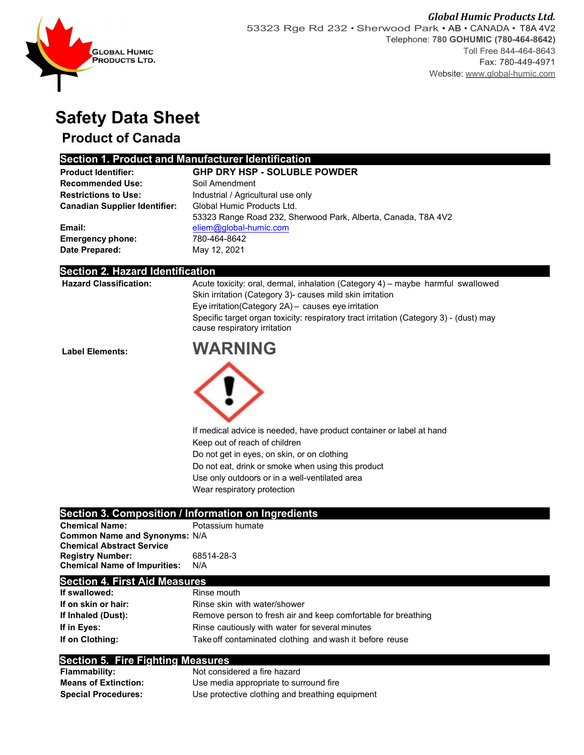**Global Humic Products Ltd.**
53323 Rge Rd 232 • Sherwood Park • AB • CANADA • T8A 4V2
Telephone: **780 GOHUMIC (780-464-8642)**
Toll Free 844-464-8643
Fax: 780-449-4971
Website: www.global-humic.com

GLOBAL HUMIC PRODUCTS LTD.

# Safety Data Sheet

## Product of Canada

## Section 1. Product and Manufacturer Identification

| | |
|---|---|
| **Product Identifier:** | **GHP DRY HSP - SOLUBLE POWDER** |
| **Recommended Use:** | Soil Amendment |
| **Restrictions to Use:** | Industrial / Agricultural use only |
| **Canadian Supplier Identifier:** | Global Humic Products Ltd.<br>53323 Range Road 232, Sherwood Park, Alberta, Canada, T8A 4V2 |
| **Email:** | eliem@global-humic.com |
| **Emergency phone:** | 780-464-8642 |
| **Date Prepared:** | May 12, 2021 |

## Section 2. Hazard Identification

**Hazard Classification:**

Acute toxicity: oral, dermal, inhalation (Category 4) – maybe harmful swallowed
Skin irritation (Category 3)- causes mild skin irritation
Eye irritation(Category 2A) – causes eye irritation
Specific target organ toxicity: respiratory tract irritation (Category 3) - (dust) may cause respiratory irritation

**Label Elements:**

**WARNING**

If medical advice is needed, have product container or label at hand
Keep out of reach of children
Do not get in eyes, on skin, or on clothing
Do not eat, drink or smoke when using this product
Use only outdoors or in a well-ventilated area
Wear respiratory protection

## Section 3. Composition / Information on Ingredients

| | |
|---|---|
| **Chemical Name:** | Potassium humate |
| **Common Name and Synonyms:** | N/A |
| **Chemical Abstract Service Registry Number:** | 68514-28-3 |
| **Chemical Name of Impurities:** | N/A |

## Section 4. First Aid Measures

| | |
|---|---|
| **If swallowed:** | Rinse mouth |
| **If on skin or hair:** | Rinse skin with water/shower |
| **If Inhaled (Dust):** | Remove person to fresh air and keep comfortable for breathing |
| **If in Eyes:** | Rinse cautiously with water for several minutes |
| **If on Clothing:** | Take off contaminated clothing and wash it before reuse |

## Section 5. Fire Fighting Measures

| | |
|---|---|
| **Flammability:** | Not considered a fire hazard |
| **Means of Extinction:** | Use media appropriate to surround fire |
| **Special Procedures:** | Use protective clothing and breathing equipment |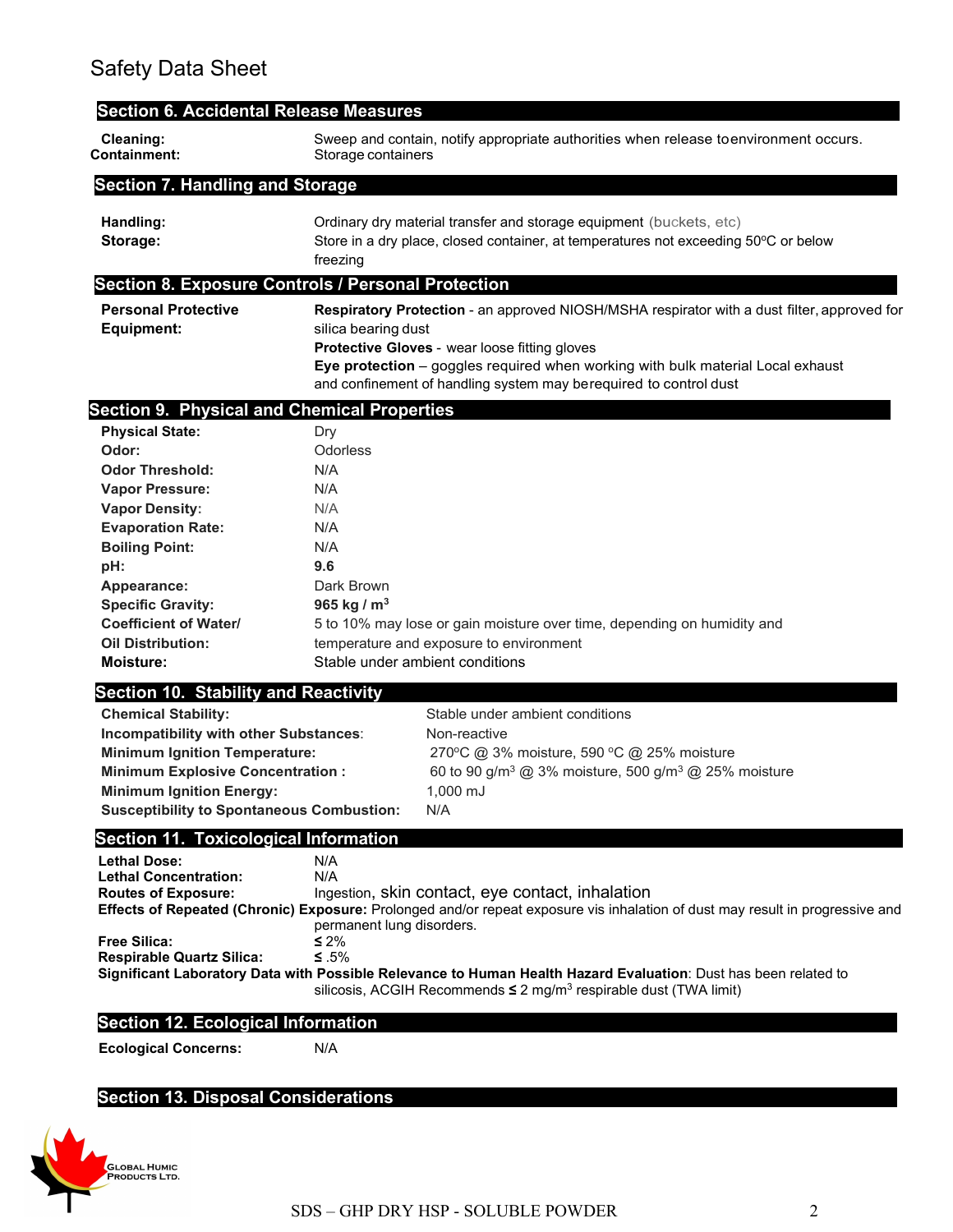Safety Data Sheet

## Section 6. Accidental Release Measures

| | |
|---|---|
| **Cleaning:** | Sweep and contain, notify appropriate authorities when release toenvironment occurs. |
| **Containment:** | Storage containers |

## Section 7. Handling and Storage

| | |
|---|---|
| **Handling:** | Ordinary dry material transfer and storage equipment (buckets, etc) |
| **Storage:** | Store in a dry place, closed container, at temperatures not exceeding 50ºC or below freezing |

## Section 8. Exposure Controls / Personal Protection

**Personal Protective Equipment:**

**Respiratory Protection** - an approved NIOSH/MSHA respirator with a dust filter, approved for silica bearing dust

**Protective Gloves** - wear loose fitting gloves

**Eye protection** – goggles required when working with bulk material Local exhaust and confinement of handling system may berequired to control dust

## Section 9. Physical and Chemical Properties

| | |
|---|---|
| **Physical State:** | Dry |
| **Odor:** | Odorless |
| **Odor Threshold:** | N/A |
| **Vapor Pressure:** | N/A |
| **Vapor Density:** | N/A |
| **Evaporation Rate:** | N/A |
| **Boiling Point:** | N/A |
| **pH:** | **9.6** |
| **Appearance:** | Dark Brown |
| **Specific Gravity:** | **965 kg / $m^3$** |
| **Coefficient of Water/ Oil Distribution:** | 5 to 10% may lose or gain moisture over time, depending on humidity and temperature and exposure to environment |
| **Moisture:** | Stable under ambient conditions |

## Section 10. Stability and Reactivity

| | |
|---|---|
| **Chemical Stability:** | Stable under ambient conditions |
| **Incompatibility with other Substances:** | Non-reactive |
| **Minimum Ignition Temperature:** | 270ºC @ 3% moisture, 590 ºC @ 25% moisture |
| **Minimum Explosive Concentration :** | 60 to 90 g/$m^3$ @ 3% moisture, 500 g/$m^3$ @ 25% moisture |
| **Minimum Ignition Energy:** | 1,000 mJ |
| **Susceptibility to Spontaneous Combustion:** | N/A |

## Section 11. Toxicological Information

| | |
|---|---|
| **Lethal Dose:** | N/A |
| **Lethal Concentration:** | N/A |
| **Routes of Exposure:** | Ingestion, skin contact, eye contact, inhalation |

**Effects of Repeated (Chronic) Exposure:** Prolonged and/or repeat exposure vis inhalation of dust may result in progressive and permanent lung disorders.

| | |
|---|---|
| **Free Silica:** | ≤ 2% |
| **Respirable Quartz Silica:** | ≤ .5% |

**Significant Laboratory Data with Possible Relevance to Human Health Hazard Evaluation**: Dust has been related to silicosis, ACGIH Recommends ≤ 2 mg/$m^3$ respirable dust (TWA limit)

## Section 12. Ecological Information

| | |
|---|---|
| **Ecological Concerns:** | N/A |

## Section 13. Disposal Considerations

GLOBAL HUMIC PRODUCTS LTD.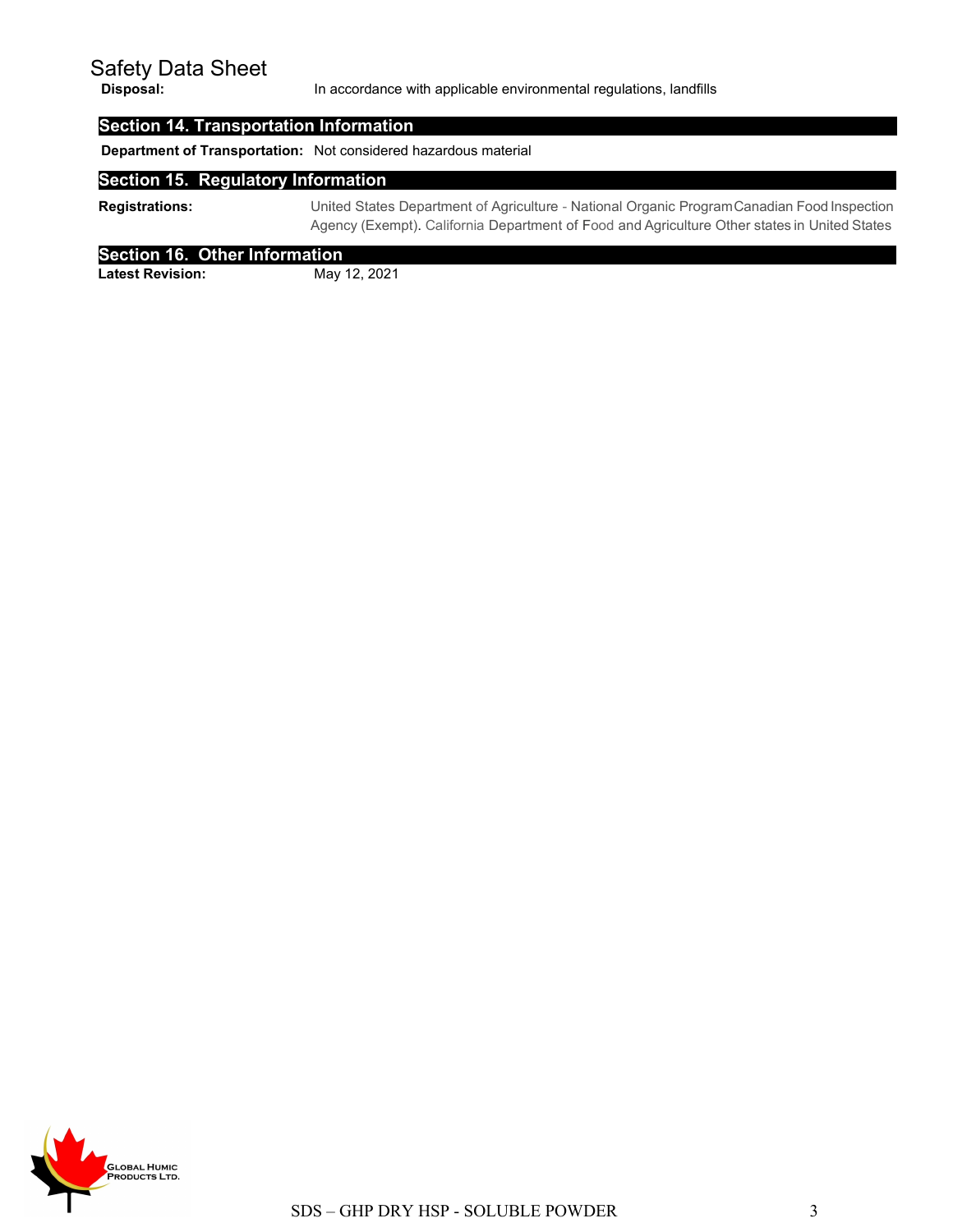**Disposal:** In accordance with applicable environmental regulations, landfills

## Section 14. Transportation Information

**Department of Transportation:** Not considered hazardous material

## Section 15. Regulatory Information

**Registrations:** United States Department of Agriculture - National Organic Program Canadian Food Inspection Agency (Exempt). California Department of Food and Agriculture Other states in United States

## Section 16. Other Information

**Latest Revision:** May 12, 2021